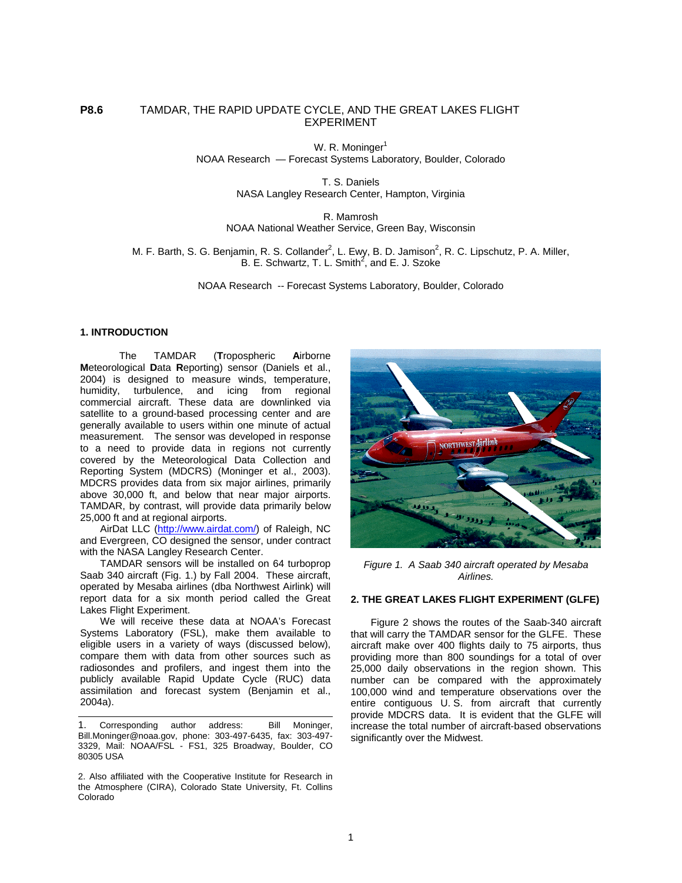**P8.6** TAMDAR, THE RAPID UPDATE CYCLE, AND THE GREAT LAKES FLIGHT EXPERIMENT

W. R. Moninger[1]
NOAA Research — Forecast Systems Laboratory, Boulder, Colorado

T. S. Daniels
NASA Langley Research Center, Hampton, Virginia

R. Mamrosh
NOAA National Weather Service, Green Bay, Wisconsin

M. F. Barth, S. G. Benjamin, R. S. Collander[2], L. Ewy, B. D. Jamison[2], R. C. Lipschutz, P. A. Miller, B. E. Schwartz, T. L. Smith[2], and E. J. Szoke

NOAA Research -- Forecast Systems Laboratory, Boulder, Colorado

## 1. INTRODUCTION

The TAMDAR (**T**ropospheric **A**irborne **M**eteorological **D**ata **R**eporting) sensor (Daniels et al., 2004) is designed to measure winds, temperature, humidity, turbulence, and icing from regional commercial aircraft. These data are downlinked via satellite to a ground-based processing center and are generally available to users within one minute of actual measurement. The sensor was developed in response to a need to provide data in regions not currently covered by the Meteorological Data Collection and Reporting System (MDCRS) (Moninger et al., 2003). MDCRS provides data from six major airlines, primarily above 30,000 ft, and below that near major airports. TAMDAR, by contrast, will provide data primarily below 25,000 ft and at regional airports.

AirDat LLC (http://www.airdat.com/) of Raleigh, NC and Evergreen, CO designed the sensor, under contract with the NASA Langley Research Center.

TAMDAR sensors will be installed on 64 turboprop Saab 340 aircraft (Fig. 1.) by Fall 2004. These aircraft, operated by Mesaba airlines (dba Northwest Airlink) will report data for a six month period called the Great Lakes Flight Experiment.

We will receive these data at NOAA's Forecast Systems Laboratory (FSL), make them available to eligible users in a variety of ways (discussed below), compare them with data from other sources such as radiosondes and profilers, and ingest them into the publicly available Rapid Update Cycle (RUC) data assimilation and forecast system (Benjamin et al., 2004a).

*Figure 1. A Saab 340 aircraft operated by Mesaba Airlines.*

## 2. THE GREAT LAKES FLIGHT EXPERIMENT (GLFE)

Figure 2 shows the routes of the Saab-340 aircraft that will carry the TAMDAR sensor for the GLFE. These aircraft make over 400 flights daily to 75 airports, thus providing more than 800 soundings for a total of over 25,000 daily observations in the region shown. This number can be compared with the approximately 100,000 wind and temperature observations over the entire contiguous U. S. from aircraft that currently provide MDCRS data. It is evident that the GLFE will increase the total number of aircraft-based observations significantly over the Midwest.

---

1. Corresponding author address: Bill Moninger, Bill.Moninger@noaa.gov, phone: 303-497-6435, fax: 303-497-3329, Mail: NOAA/FSL - FS1, 325 Broadway, Boulder, CO 80305 USA

2. Also affiliated with the Cooperative Institute for Research in the Atmosphere (CIRA), Colorado State University, Ft. Collins Colorado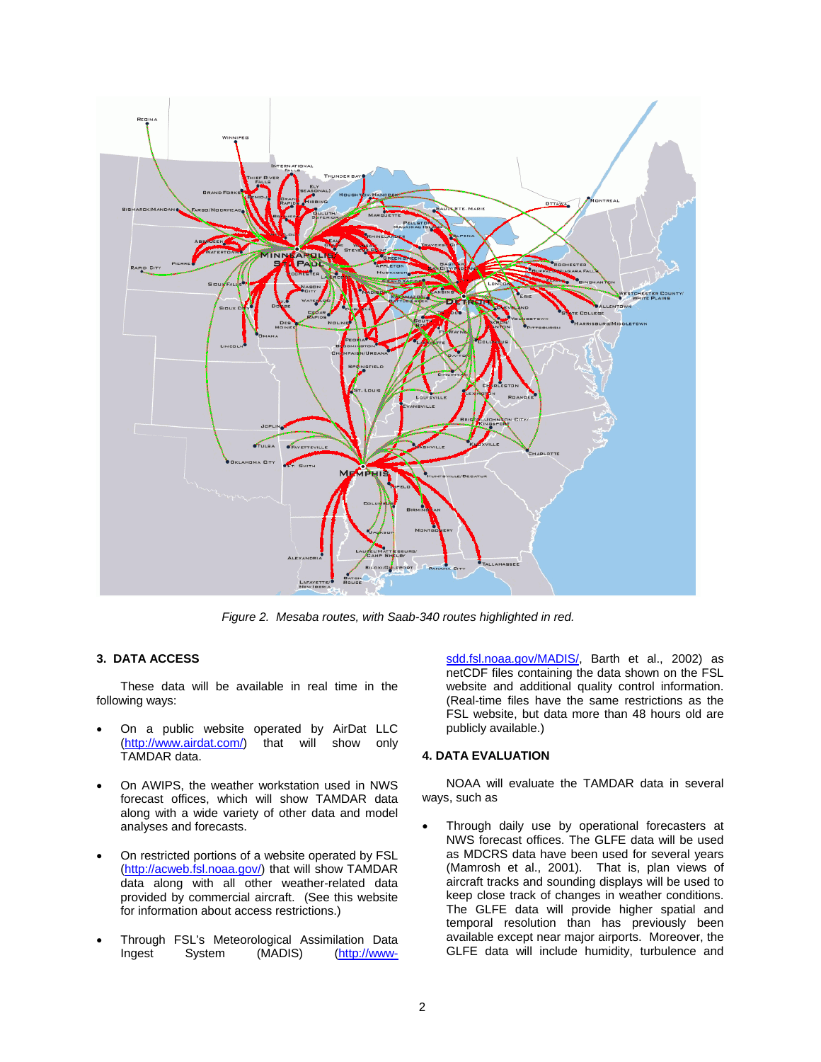*Figure 2. Mesaba routes, with Saab-340 routes highlighted in red.*

## 3. DATA ACCESS

These data will be available in real time in the following ways:

- On a public website operated by AirDat LLC (http://www.airdat.com/) that will show only TAMDAR data.
- On AWIPS, the weather workstation used in NWS forecast offices, which will show TAMDAR data along with a wide variety of other data and model analyses and forecasts.
- On restricted portions of a website operated by FSL (http://acweb.fsl.noaa.gov/) that will show TAMDAR data along with all other weather-related data provided by commercial aircraft. (See this website for information about access restrictions.)
- Through FSL's Meteorological Assimilation Data Ingest System (MADIS) (http://www-sdd.fsl.noaa.gov/MADIS/, Barth et al., 2002) as netCDF files containing the data shown on the FSL website and additional quality control information. (Real-time files have the same restrictions as the FSL website, but data more than 48 hours old are publicly available.)

## 4. DATA EVALUATION

NOAA will evaluate the TAMDAR data in several ways, such as

- Through daily use by operational forecasters at NWS forecast offices. The GLFE data will be used as MDCRS data have been used for several years (Mamrosh et al., 2001). That is, plan views of aircraft tracks and sounding displays will be used to keep close track of changes in weather conditions. The GLFE data will provide higher spatial and temporal resolution than has previously been available except near major airports. Moreover, the GLFE data will include humidity, turbulence and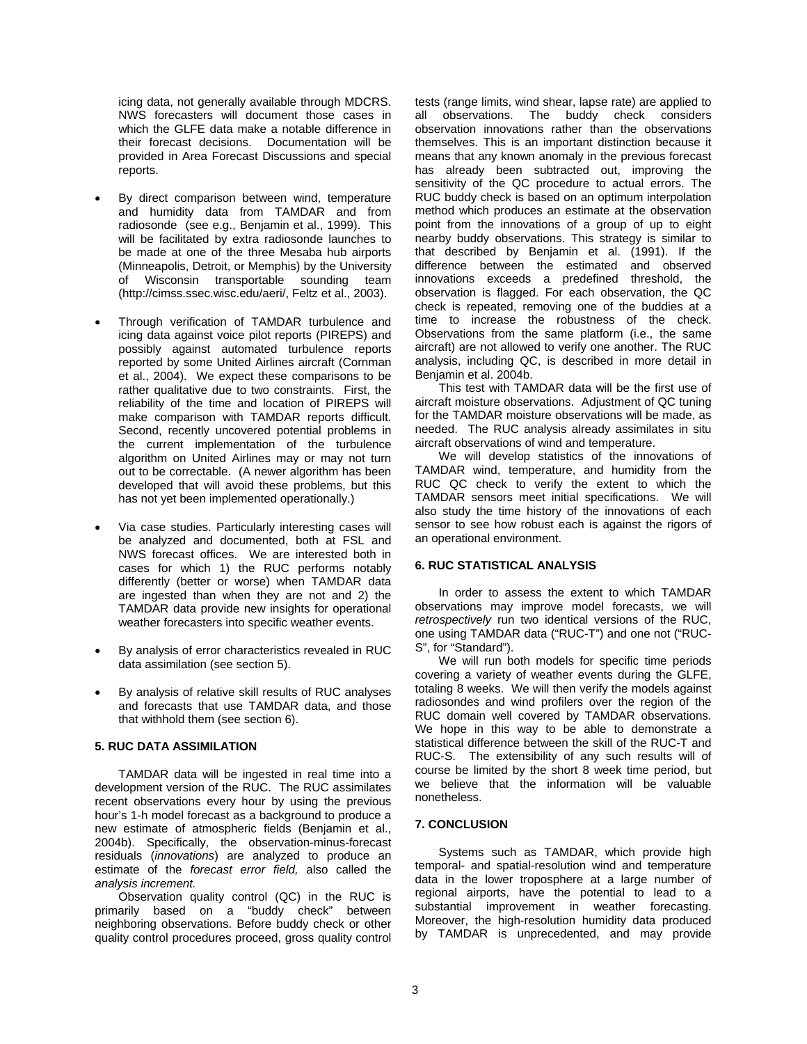icing data, not generally available through MDCRS. NWS forecasters will document those cases in which the GLFE data make a notable difference in their forecast decisions. Documentation will be provided in Area Forecast Discussions and special reports.

- By direct comparison between wind, temperature and humidity data from TAMDAR and from radiosonde (see e.g., Benjamin et al., 1999). This will be facilitated by extra radiosonde launches to be made at one of the three Mesaba hub airports (Minneapolis, Detroit, or Memphis) by the University of Wisconsin transportable sounding team (http://cimss.ssec.wisc.edu/aeri/, Feltz et al., 2003).

- Through verification of TAMDAR turbulence and icing data against voice pilot reports (PIREPS) and possibly against automated turbulence reports reported by some United Airlines aircraft (Cornman et al., 2004). We expect these comparisons to be rather qualitative due to two constraints. First, the reliability of the time and location of PIREPS will make comparison with TAMDAR reports difficult. Second, recently uncovered potential problems in the current implementation of the turbulence algorithm on United Airlines may or may not turn out to be correctable. (A newer algorithm has been developed that will avoid these problems, but this has not yet been implemented operationally.)

- Via case studies. Particularly interesting cases will be analyzed and documented, both at FSL and NWS forecast offices. We are interested both in cases for which 1) the RUC performs notably differently (better or worse) when TAMDAR data are ingested than when they are not and 2) the TAMDAR data provide new insights for operational weather forecasters into specific weather events.

- By analysis of error characteristics revealed in RUC data assimilation (see section 5).

- By analysis of relative skill results of RUC analyses and forecasts that use TAMDAR data, and those that withhold them (see section 6).

## 5. RUC DATA ASSIMILATION

TAMDAR data will be ingested in real time into a development version of the RUC. The RUC assimilates recent observations every hour by using the previous hour's 1-h model forecast as a background to produce a new estimate of atmospheric fields (Benjamin et al., 2004b). Specifically, the observation-minus-forecast residuals (*innovations*) are analyzed to produce an estimate of the *forecast error field,* also called the *analysis increment.*

Observation quality control (QC) in the RUC is primarily based on a "buddy check" between neighboring observations. Before buddy check or other quality control procedures proceed, gross quality control tests (range limits, wind shear, lapse rate) are applied to all observations. The buddy check considers observation innovations rather than the observations themselves. This is an important distinction because it means that any known anomaly in the previous forecast has already been subtracted out, improving the sensitivity of the QC procedure to actual errors. The RUC buddy check is based on an optimum interpolation method which produces an estimate at the observation point from the innovations of a group of up to eight nearby buddy observations. This strategy is similar to that described by Benjamin et al. (1991). If the difference between the estimated and observed innovations exceeds a predefined threshold, the observation is flagged. For each observation, the QC check is repeated, removing one of the buddies at a time to increase the robustness of the check. Observations from the same platform (i.e., the same aircraft) are not allowed to verify one another. The RUC analysis, including QC, is described in more detail in Benjamin et al. 2004b.

This test with TAMDAR data will be the first use of aircraft moisture observations. Adjustment of QC tuning for the TAMDAR moisture observations will be made, as needed. The RUC analysis already assimilates in situ aircraft observations of wind and temperature.

We will develop statistics of the innovations of TAMDAR wind, temperature, and humidity from the RUC QC check to verify the extent to which the TAMDAR sensors meet initial specifications. We will also study the time history of the innovations of each sensor to see how robust each is against the rigors of an operational environment.

## 6. RUC STATISTICAL ANALYSIS

In order to assess the extent to which TAMDAR observations may improve model forecasts, we will *retrospectively* run two identical versions of the RUC, one using TAMDAR data ("RUC-T") and one not ("RUC-S", for "Standard").

We will run both models for specific time periods covering a variety of weather events during the GLFE, totaling 8 weeks. We will then verify the models against radiosondes and wind profilers over the region of the RUC domain well covered by TAMDAR observations. We hope in this way to be able to demonstrate a statistical difference between the skill of the RUC-T and RUC-S. The extensibility of any such results will of course be limited by the short 8 week time period, but we believe that the information will be valuable nonetheless.

## 7. CONCLUSION

Systems such as TAMDAR, which provide high temporal- and spatial-resolution wind and temperature data in the lower troposphere at a large number of regional airports, have the potential to lead to a substantial improvement in weather forecasting. Moreover, the high-resolution humidity data produced by TAMDAR is unprecedented, and may provide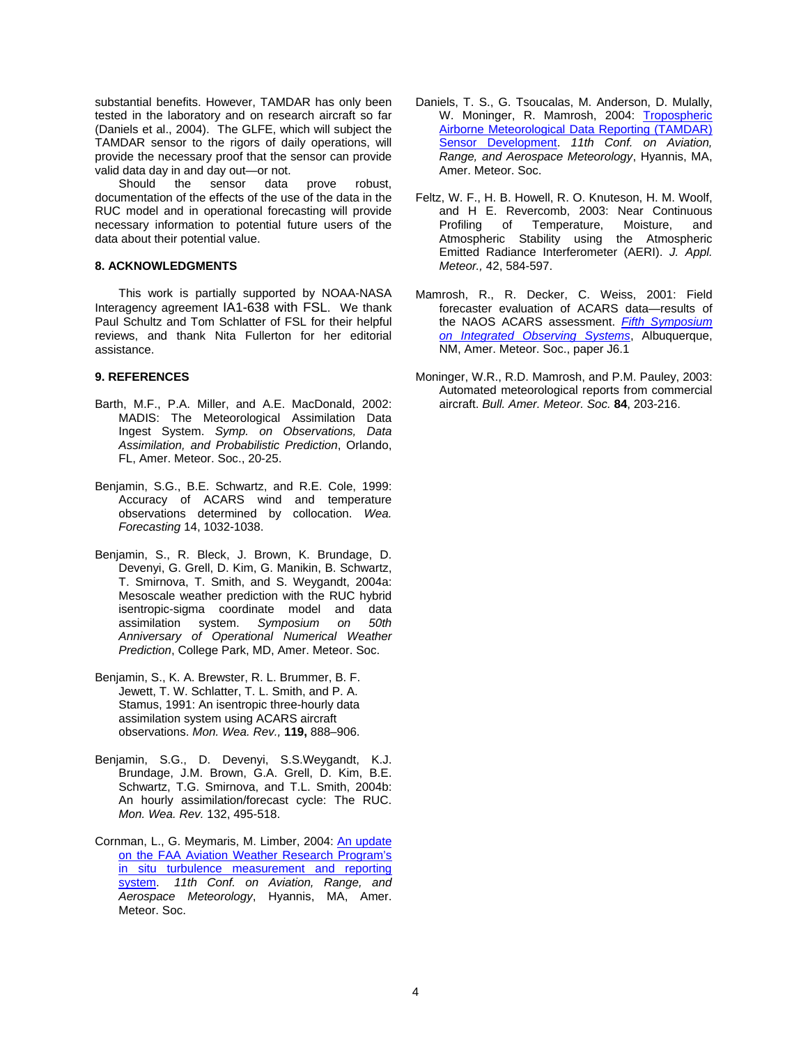substantial benefits. However, TAMDAR has only been tested in the laboratory and on research aircraft so far (Daniels et al., 2004). The GLFE, which will subject the TAMDAR sensor to the rigors of daily operations, will provide the necessary proof that the sensor can provide valid data day in and day out—or not.

Should the sensor data prove robust, documentation of the effects of the use of the data in the RUC model and in operational forecasting will provide necessary information to potential future users of the data about their potential value.

## 8. ACKNOWLEDGMENTS

This work is partially supported by NOAA-NASA Interagency agreement IA1-638 with FSL. We thank Paul Schultz and Tom Schlatter of FSL for their helpful reviews, and thank Nita Fullerton for her editorial assistance.

## 9. REFERENCES

Barth, M.F., P.A. Miller, and A.E. MacDonald, 2002: MADIS: The Meteorological Assimilation Data Ingest System. *Symp. on Observations, Data Assimilation, and Probabilistic Prediction*, Orlando, FL, Amer. Meteor. Soc., 20-25.

Benjamin, S.G., B.E. Schwartz, and R.E. Cole, 1999: Accuracy of ACARS wind and temperature observations determined by collocation. *Wea. Forecasting* 14, 1032-1038.

Benjamin, S., R. Bleck, J. Brown, K. Brundage, D. Devenyi, G. Grell, D. Kim, G. Manikin, B. Schwartz, T. Smirnova, T. Smith, and S. Weygandt, 2004a: Mesoscale weather prediction with the RUC hybrid isentropic-sigma coordinate model and data assimilation system. *Symposium on 50th Anniversary of Operational Numerical Weather Prediction*, College Park, MD, Amer. Meteor. Soc.

Benjamin, S., K. A. Brewster, R. L. Brummer, B. F. Jewett, T. W. Schlatter, T. L. Smith, and P. A. Stamus, 1991: An isentropic three-hourly data assimilation system using ACARS aircraft observations. *Mon. Wea. Rev.,* **119,** 888–906.

Benjamin, S.G., D. Devenyi, S.S.Weygandt, K.J. Brundage, J.M. Brown, G.A. Grell, D. Kim, B.E. Schwartz, T.G. Smirnova, and T.L. Smith, 2004b: An hourly assimilation/forecast cycle: The RUC. *Mon. Wea. Rev.* 132, 495-518.

Cornman, L., G. Meymaris, M. Limber, 2004: An update on the FAA Aviation Weather Research Program's in situ turbulence measurement and reporting system. *11th Conf. on Aviation, Range, and Aerospace Meteorology*, Hyannis, MA, Amer. Meteor. Soc.

Daniels, T. S., G. Tsoucalas, M. Anderson, D. Mulally, W. Moninger, R. Mamrosh, 2004: Tropospheric Airborne Meteorological Data Reporting (TAMDAR) Sensor Development. *11th Conf. on Aviation, Range, and Aerospace Meteorology*, Hyannis, MA, Amer. Meteor. Soc.

Feltz, W. F., H. B. Howell, R. O. Knuteson, H. M. Woolf, and H E. Revercomb, 2003: Near Continuous Profiling of Temperature, Moisture, and Atmospheric Stability using the Atmospheric Emitted Radiance Interferometer (AERI). *J. Appl. Meteor.,* 42, 584-597.

Mamrosh, R., R. Decker, C. Weiss, 2001: Field forecaster evaluation of ACARS data—results of the NAOS ACARS assessment. *Fifth Symposium on Integrated Observing Systems*, Albuquerque, NM, Amer. Meteor. Soc., paper J6.1

Moninger, W.R., R.D. Mamrosh, and P.M. Pauley, 2003: Automated meteorological reports from commercial aircraft. *Bull. Amer. Meteor. Soc.* **84**, 203-216.